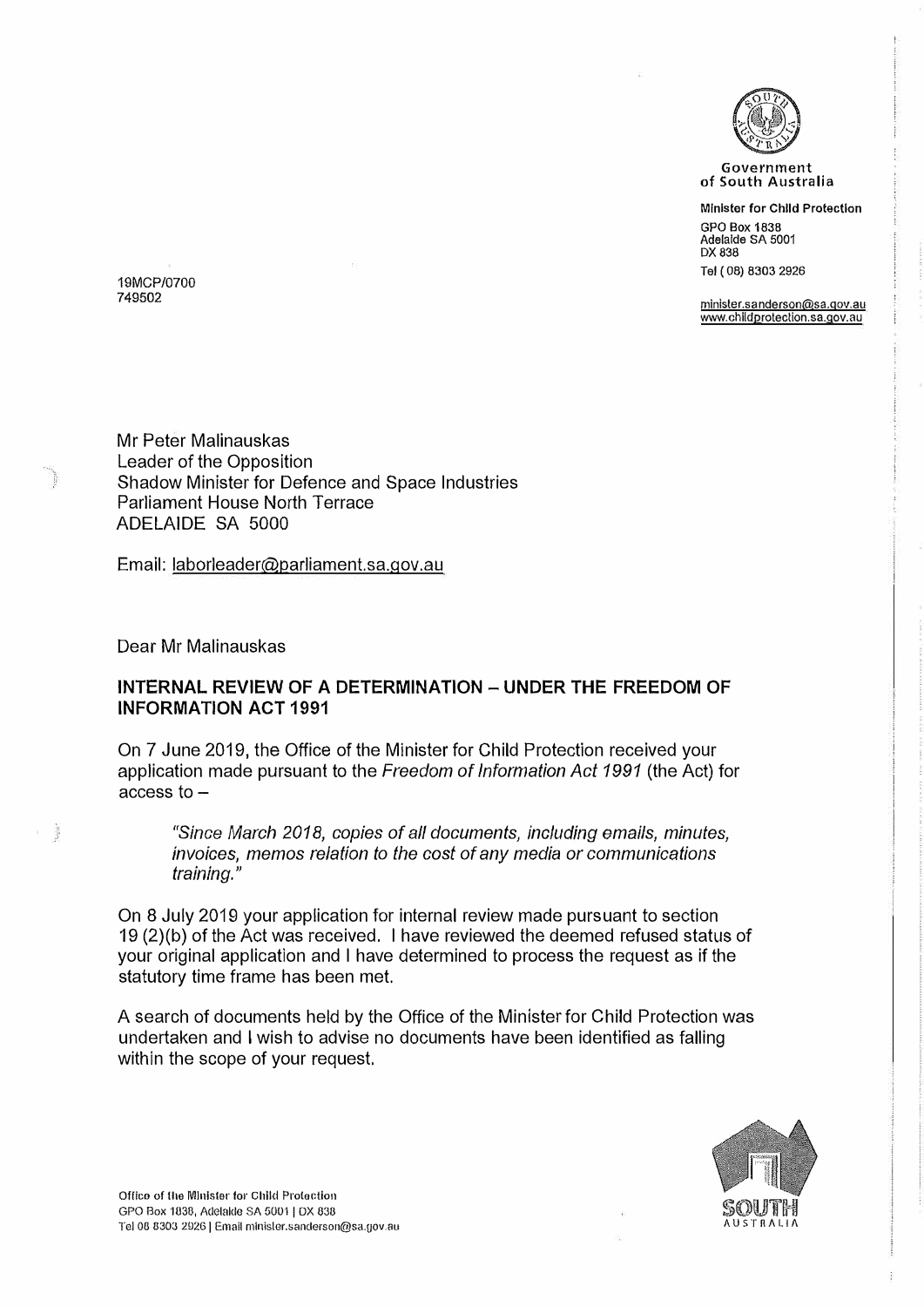Government of South Australia

**Minister for Child Protection**

GPO Box 1838
Adelaide SA 5001
DX 838
Tel (08) 8303 2926

minister.sanderson@sa.gov.au
www.childprotection.sa.gov.au

19MCP/0700
749502

Mr Peter Malinauskas
Leader of the Opposition
Shadow Minister for Defence and Space Industries
Parliament House North Terrace
ADELAIDE SA 5000

Email: laborleader@parliament.sa.gov.au

Dear Mr Malinauskas

**INTERNAL REVIEW OF A DETERMINATION – UNDER THE FREEDOM OF INFORMATION ACT 1991**

On 7 June 2019, the Office of the Minister for Child Protection received your application made pursuant to the *Freedom of Information Act 1991* (the Act) for access to –

> *"Since March 2018, copies of all documents, including emails, minutes, invoices, memos relation to the cost of any media or communications training."*

On 8 July 2019 your application for internal review made pursuant to section 19 (2)(b) of the Act was received. I have reviewed the deemed refused status of your original application and I have determined to process the request as if the statutory time frame has been met.

A search of documents held by the Office of the Minister for Child Protection was undertaken and I wish to advise no documents have been identified as falling within the scope of your request.

Office of the Minister for Child Protection
GPO Box 1838, Adelaide SA 5001 | DX 838
Tel 08 8303 2926 | Email minister.sanderson@sa.gov.au

SOUTH AUSTRALIA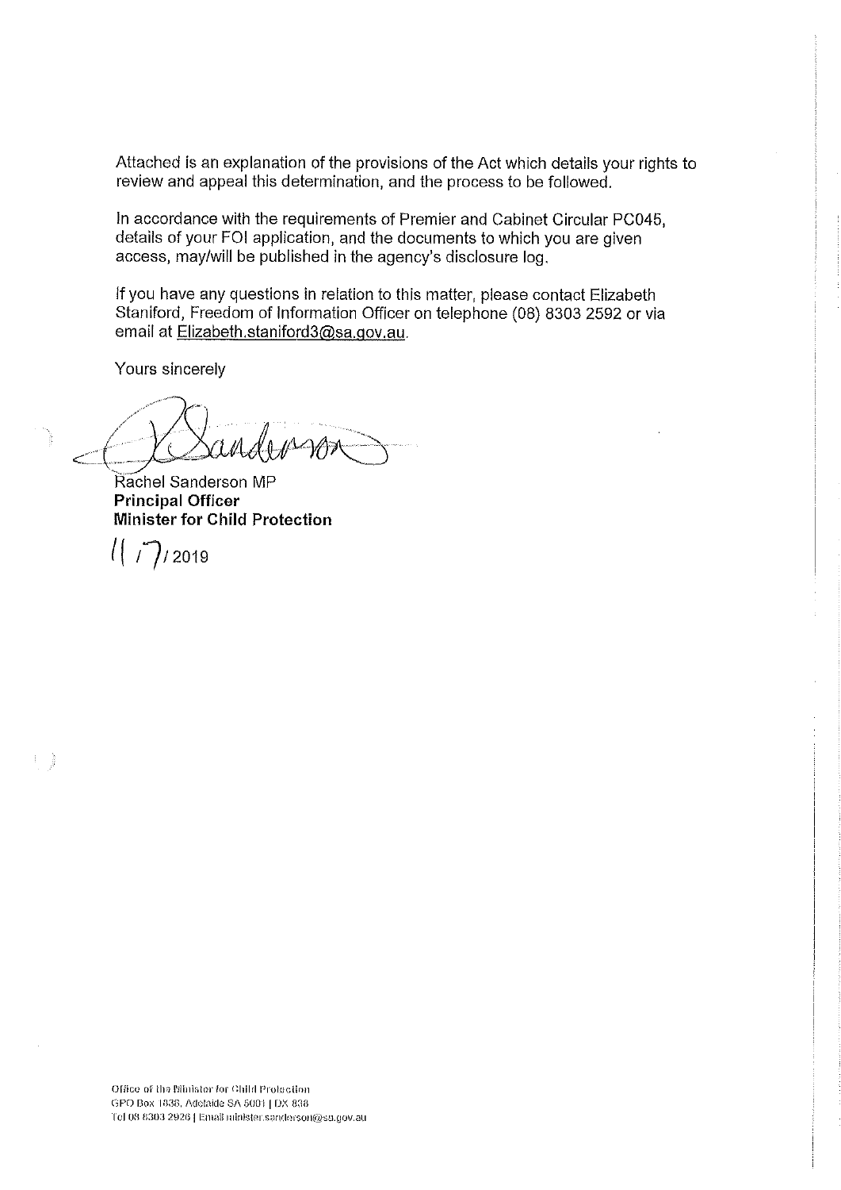Attached is an explanation of the provisions of the Act which details your rights to review and appeal this determination, and the process to be followed.

In accordance with the requirements of Premier and Cabinet Circular PC045, details of your FOI application, and the documents to which you are given access, may/will be published in the agency's disclosure log.

If you have any questions in relation to this matter, please contact Elizabeth Staniford, Freedom of Information Officer on telephone (08) 8303 2592 or via email at Elizabeth.staniford3@sa.gov.au.

Yours sincerely

Rachel Sanderson MP
**Principal Officer**
**Minister for Child Protection**

11/7/2019

Office of the Minister for Child Protection
GPO Box 1836, Adelaide SA 5001 | DX 838
Tel 08 8303 2926 | Email minister.sanderson@sa.gov.au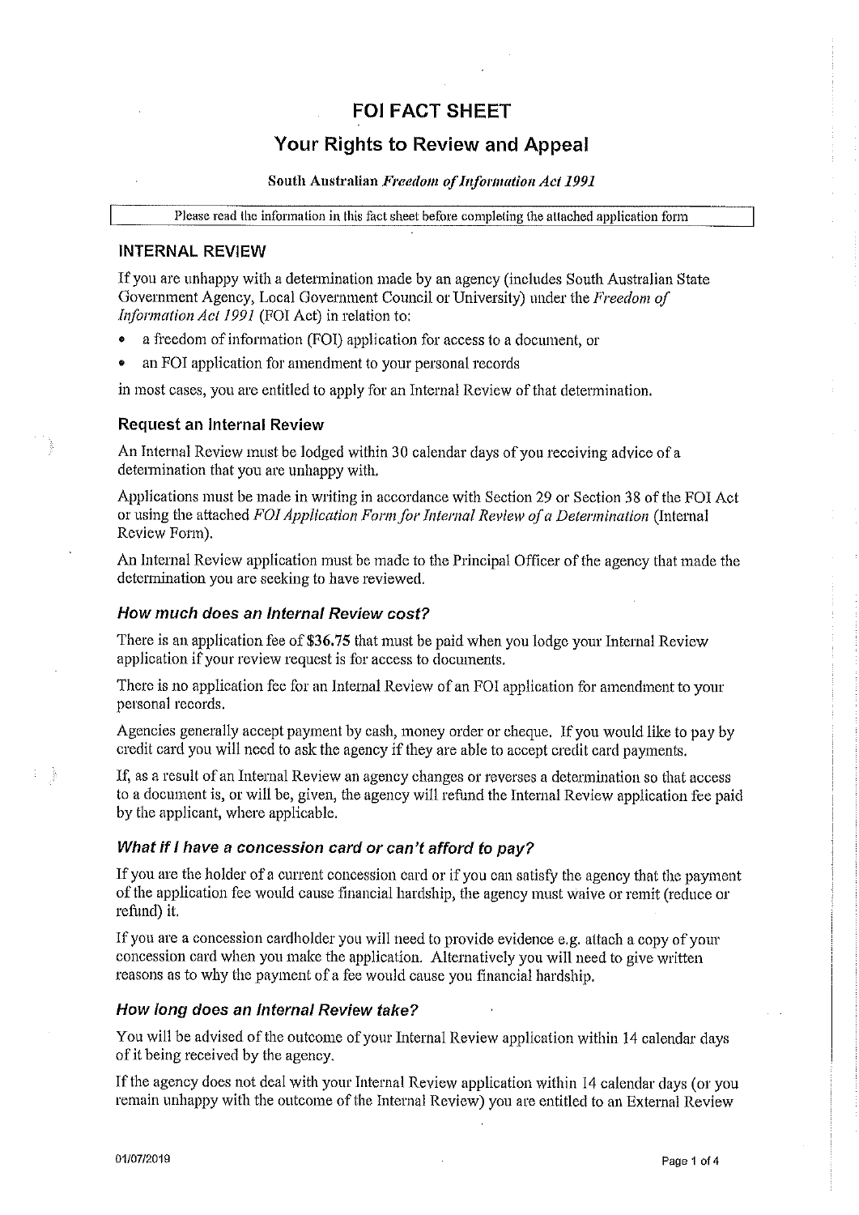# FOI FACT SHEET

## Your Rights to Review and Appeal

**South Australian *Freedom of Information Act 1991***

Please read the information in this fact sheet before completing the attached application form

### INTERNAL REVIEW

If you are unhappy with a determination made by an agency (includes South Australian State Government Agency, Local Government Council or University) under the *Freedom of Information Act 1991* (FOI Act) in relation to:

- a freedom of information (FOI) application for access to a document, or
- an FOI application for amendment to your personal records

in most cases, you are entitled to apply for an Internal Review of that determination.

### Request an Internal Review

An Internal Review must be lodged within 30 calendar days of you receiving advice of a determination that you are unhappy with.

Applications must be made in writing in accordance with Section 29 or Section 38 of the FOI Act or using the attached *FOI Application Form for Internal Review of a Determination* (Internal Review Form).

An Internal Review application must be made to the Principal Officer of the agency that made the determination you are seeking to have reviewed.

#### *How much does an Internal Review cost?*

There is an application fee of **$36.75** that must be paid when you lodge your Internal Review application if your review request is for access to documents.

There is no application fee for an Internal Review of an FOI application for amendment to your personal records.

Agencies generally accept payment by cash, money order or cheque. If you would like to pay by credit card you will need to ask the agency if they are able to accept credit card payments.

If, as a result of an Internal Review an agency changes or reverses a determination so that access to a document is, or will be, given, the agency will refund the Internal Review application fee paid by the applicant, where applicable.

#### *What if I have a concession card or can't afford to pay?*

If you are the holder of a current concession card or if you can satisfy the agency that the payment of the application fee would cause financial hardship, the agency must waive or remit (reduce or refund) it.

If you are a concession cardholder you will need to provide evidence e.g. attach a copy of your concession card when you make the application. Alternatively you will need to give written reasons as to why the payment of a fee would cause you financial hardship.

#### *How long does an Internal Review take?*

You will be advised of the outcome of your Internal Review application within 14 calendar days of it being received by the agency.

If the agency does not deal with your Internal Review application within 14 calendar days (or you remain unhappy with the outcome of the Internal Review) you are entitled to an External Review

01/07/2019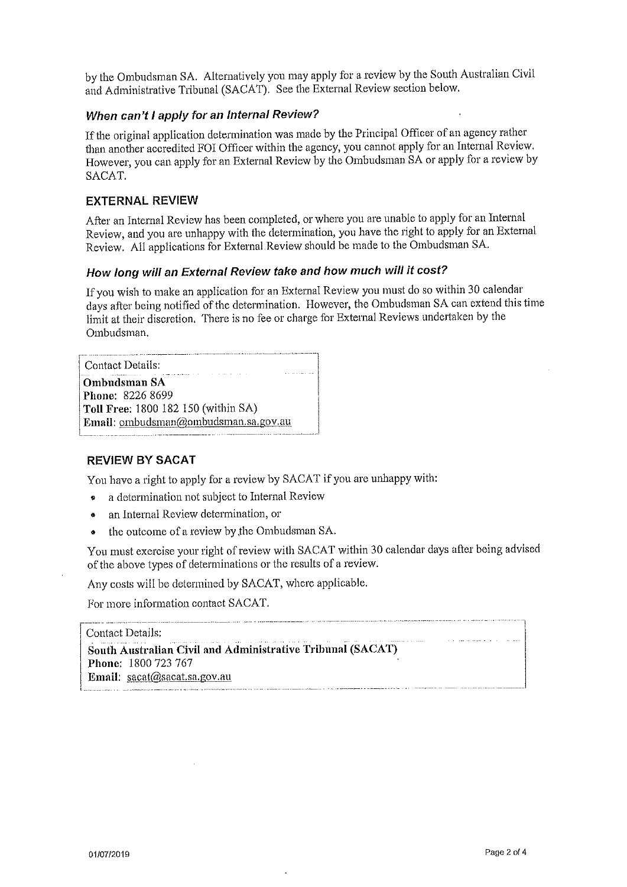by the Ombudsman SA. Alternatively you may apply for a review by the South Australian Civil and Administrative Tribunal (SACAT). See the External Review section below.

### *When can't I apply for an Internal Review?*

If the original application determination was made by the Principal Officer of an agency rather than another accredited FOI Officer within the agency, you cannot apply for an Internal Review. However, you can apply for an External Review by the Ombudsman SA or apply for a review by SACAT.

## EXTERNAL REVIEW

After an Internal Review has been completed, or where you are unable to apply for an Internal Review, and you are unhappy with the determination, you have the right to apply for an External Review. All applications for External Review should be made to the Ombudsman SA.

### *How long will an External Review take and how much will it cost?*

If you wish to make an application for an External Review you must do so within 30 calendar days after being notified of the determination. However, the Ombudsman SA can extend this time limit at their discretion. There is no fee or charge for External Reviews undertaken by the Ombudsman.

Contact Details:
**Ombudsman SA**
**Phone:** 8226 8699
**Toll Free:** 1800 182 150 (within SA)
**Email:** ombudsman@ombudsman.sa.gov.au

## REVIEW BY SACAT

You have a right to apply for a review by SACAT if you are unhappy with:

- a determination not subject to Internal Review
- an Internal Review determination, or
- the outcome of a review by the Ombudsman SA.

You must exercise your right of review with SACAT within 30 calendar days after being advised of the above types of determinations or the results of a review.

Any costs will be determined by SACAT, where applicable.

For more information contact SACAT.

Contact Details:
**South Australian Civil and Administrative Tribunal (SACAT)**
**Phone:** 1800 723 767
**Email:** sacat@sacat.sa.gov.au

01/07/2019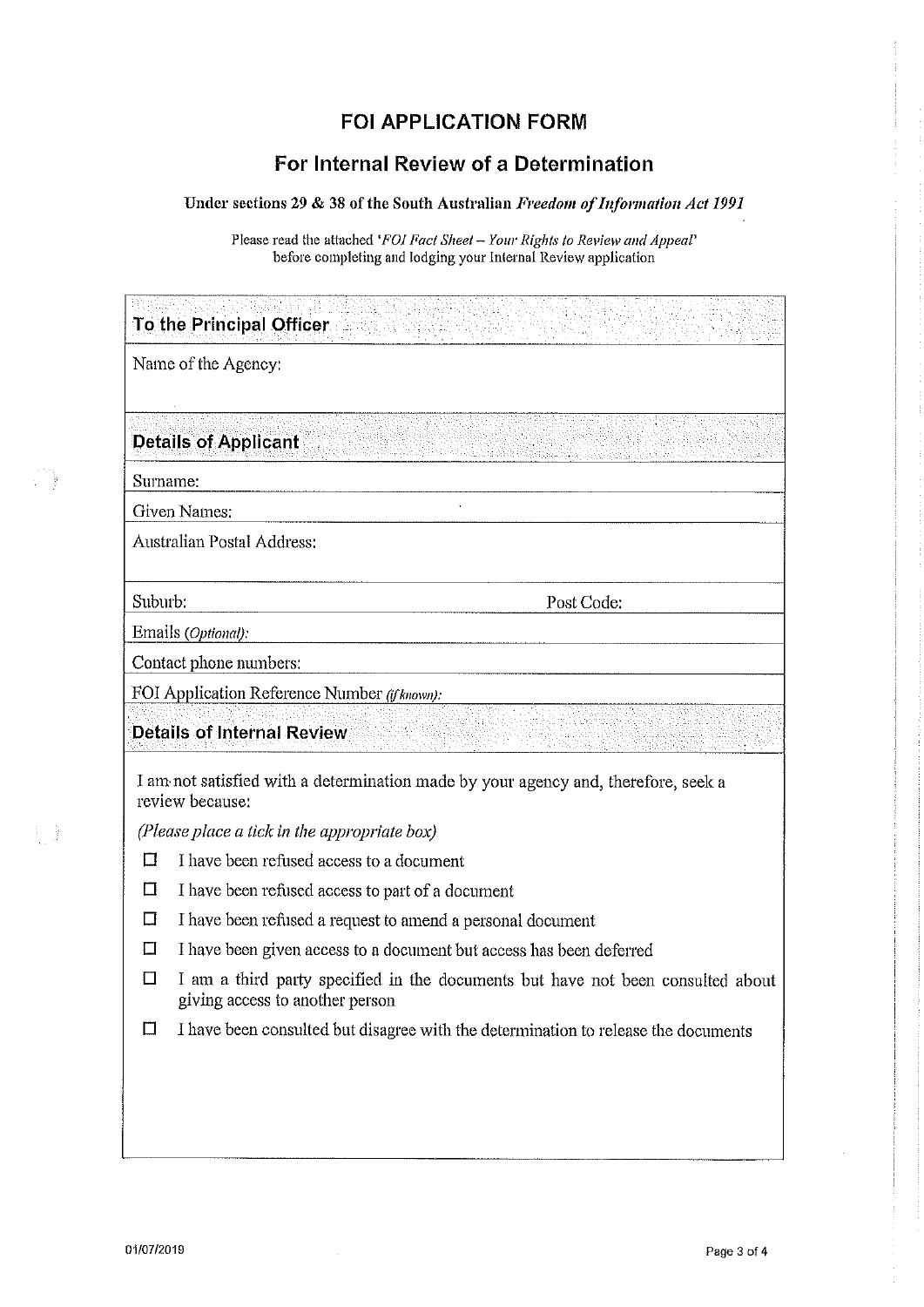# FOI APPLICATION FORM

## For Internal Review of a Determination

**Under sections 29 & 38 of the South Australian *Freedom of Information Act 1991***

Please read the attached '*FOI Fact Sheet – Your Rights to Review and Appeal*' before completing and lodging your Internal Review application

### To the Principal Officer

Name of the Agency:

### Details of Applicant

Surname:

Given Names:

Australian Postal Address:

Suburb: Post Code:

Emails *(Optional)*:

Contact phone numbers:

FOI Application Reference Number *(if known)*:

### Details of Internal Review

I am not satisfied with a determination made by your agency and, therefore, seek a review because:

*(Please place a tick in the appropriate box)*

- ☐ I have been refused access to a document
- ☐ I have been refused access to part of a document
- ☐ I have been refused a request to amend a personal document
- ☐ I have been given access to a document but access has been deferred
- ☐ I am a third party specified in the documents but have not been consulted about giving access to another person
- ☐ I have been consulted but disagree with the determination to release the documents

01/07/2019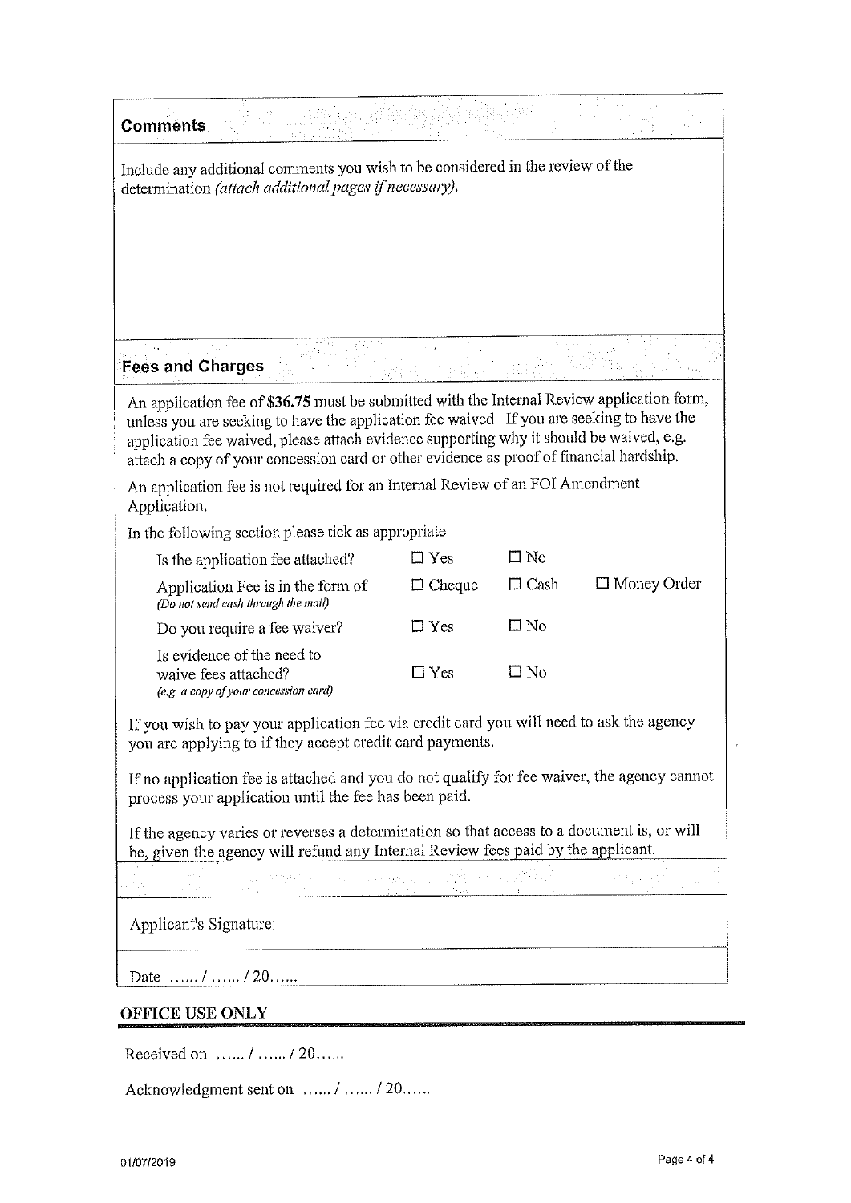## Comments

Include any additional comments you wish to be considered in the review of the determination *(attach additional pages if necessary).*

## Fees and Charges

An application fee of **$36.75** must be submitted with the Internal Review application form, unless you are seeking to have the application fee waived. If you are seeking to have the application fee waived, please attach evidence supporting why it should be waived, e.g. attach a copy of your concession card or other evidence as proof of financial hardship.

An application fee is not required for an Internal Review of an FOI Amendment Application.

In the following section please tick as appropriate

| | | | |
|---|---|---|---|
| Is the application fee attached? | ☐ Yes | ☐ No | |
| Application Fee is in the form of *(Do not send cash through the mail)* | ☐ Cheque | ☐ Cash | ☐ Money Order |
| Do you require a fee waiver? | ☐ Yes | ☐ No | |
| Is evidence of the need to waive fees attached? *(e.g. a copy of your concession card)* | ☐ Yes | ☐ No | |

If you wish to pay your application fee via credit card you will need to ask the agency you are applying to if they accept credit card payments.

If no application fee is attached and you do not qualify for fee waiver, the agency cannot process your application until the fee has been paid.

If the agency varies or reverses a determination so that access to a document is, or will be, given the agency will refund any Internal Review fees paid by the applicant.

Applicant's Signature:

Date ....../....../20......

**OFFICE USE ONLY**

Received on ....../....../20......

Acknowledgment sent on ....../....../20......

01/07/2019